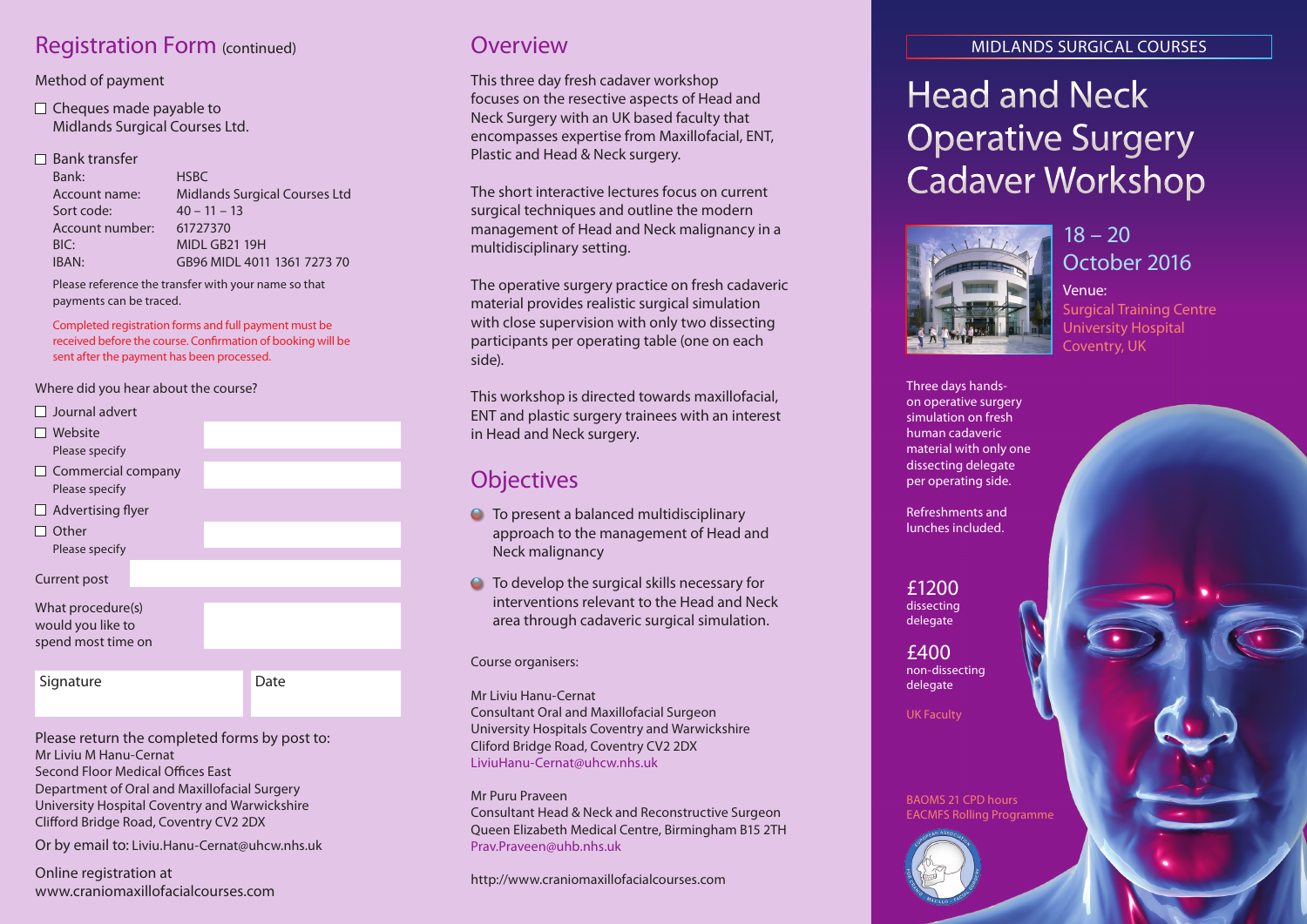## Registration Form (continued)

Method of payment

- ☐ Cheques made payable to Midlands Surgical Courses Ltd.
- ☐ Bank transfer

| | |
|---|---|
| Bank: | HSBC |
| Account name: | Midlands Surgical Courses Ltd |
| Sort code: | 40 – 11 – 13 |
| Account number: | 61727370 |
| BIC: | MIDL GB21 19H |
| IBAN: | GB96 MIDL 4011 1361 7273 70 |

Please reference the transfer with your name so that payments can be traced.

Completed registration forms and full payment must be received before the course. Confirmation of booking will be sent after the payment has been processed.

Where did you hear about the course?

- ☐ Journal advert
- ☐ Website
  Please specify
- ☐ Commercial company
  Please specify
- ☐ Advertising flyer
- ☐ Other
  Please specify

Current post

What procedure(s) would you like to spend most time on

Signature

Date

Please return the completed forms by post to:
Mr Liviu M Hanu-Cernat
Second Floor Medical Offices East
Department of Oral and Maxillofacial Surgery
University Hospital Coventry and Warwickshire
Clifford Bridge Road, Coventry CV2 2DX

Or by email to: Liviu.Hanu-Cernat@uhcw.nhs.uk

Online registration at
www.craniomaxillofacialcourses.com

## Overview

This three day fresh cadaver workshop focuses on the resective aspects of Head and Neck Surgery with an UK based faculty that encompasses expertise from Maxillofacial, ENT, Plastic and Head & Neck surgery.

The short interactive lectures focus on current surgical techniques and outline the modern management of Head and Neck malignancy in a multidisciplinary setting.

The operative surgery practice on fresh cadaveric material provides realistic surgical simulation with close supervision with only two dissecting participants per operating table (one on each side).

This workshop is directed towards maxillofacial, ENT and plastic surgery trainees with an interest in Head and Neck surgery.

## Objectives

- To present a balanced multidisciplinary approach to the management of Head and Neck malignancy
- To develop the surgical skills necessary for interventions relevant to the Head and Neck area through cadaveric surgical simulation.

Course organisers:

Mr Liviu Hanu-Cernat
Consultant Oral and Maxillofacial Surgeon
University Hospitals Coventry and Warwickshire
Cliford Bridge Road, Coventry CV2 2DX
LiviuHanu-Cernat@uhcw.nhs.uk

Mr Puru Praveen
Consultant Head & Neck and Reconstructive Surgeon
Queen Elizabeth Medical Centre, Birmingham B15 2TH
Prav.Praveen@uhb.nhs.uk

http://www.craniomaxillofacialcourses.com

MIDLANDS SURGICAL COURSES

# Head and Neck Operative Surgery Cadaver Workshop

18 – 20 October 2016

Venue:
Surgical Training Centre
University Hospital
Coventry, UK

Three days hands-on operative surgery simulation on fresh human cadaveric material with only one dissecting delegate per operating side.

Refreshments and lunches included.

**£1200** dissecting delegate

**£400** non-dissecting delegate

UK Faculty

BAOMS 21 CPD hours
EACMFS Rolling Programme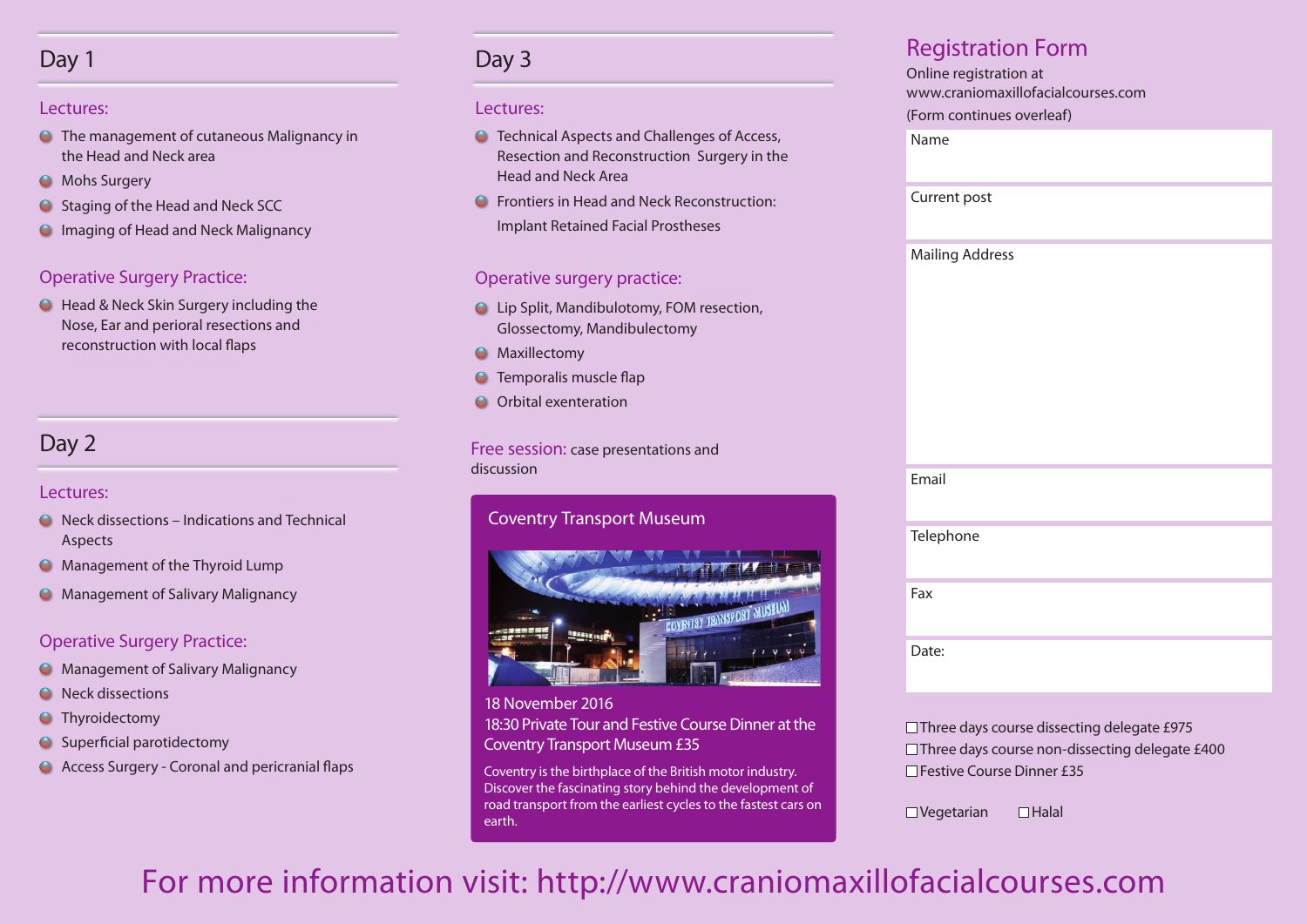## Day 1

### Lectures:

- The management of cutaneous Malignancy in the Head and Neck area
- Mohs Surgery
- Staging of the Head and Neck SCC
- Imaging of Head and Neck Malignancy

### Operative Surgery Practice:

- Head & Neck Skin Surgery including the Nose, Ear and perioral resections and reconstruction with local flaps

## Day 2

### Lectures:

- Neck dissections – Indications and Technical Aspects
- Management of the Thyroid Lump
- Management of Salivary Malignancy

### Operative Surgery Practice:

- Management of Salivary Malignancy
- Neck dissections
- Thyroidectomy
- Superficial parotidectomy
- Access Surgery - Coronal and pericranial flaps

## Day 3

### Lectures:

- Technical Aspects and Challenges of Access, Resection and Reconstruction Surgery in the Head and Neck Area
- Frontiers in Head and Neck Reconstruction: Implant Retained Facial Prostheses

### Operative surgery practice:

- Lip Split, Mandibulotomy, FOM resection, Glossectomy, Mandibulectomy
- Maxillectomy
- Temporalis muscle flap
- Orbital exenteration

Free session: case presentations and discussion

### Coventry Transport Museum

18 November 2016
18:30 Private Tour and Festive Course Dinner at the Coventry Transport Museum £35

Coventry is the birthplace of the British motor industry. Discover the fascinating story behind the development of road transport from the earliest cycles to the fastest cars on earth.

## Registration Form

Online registration at
www.craniomaxillofacialcourses.com
(Form continues overleaf)

Name

Current post

Mailing Address

Email

Telephone

Fax

Date:

☐ Three days course dissecting delegate £975
☐ Three days course non-dissecting delegate £400
☐ Festive Course Dinner £35

☐ Vegetarian ☐ Halal

For more information visit: http://www.craniomaxillofacialcourses.com